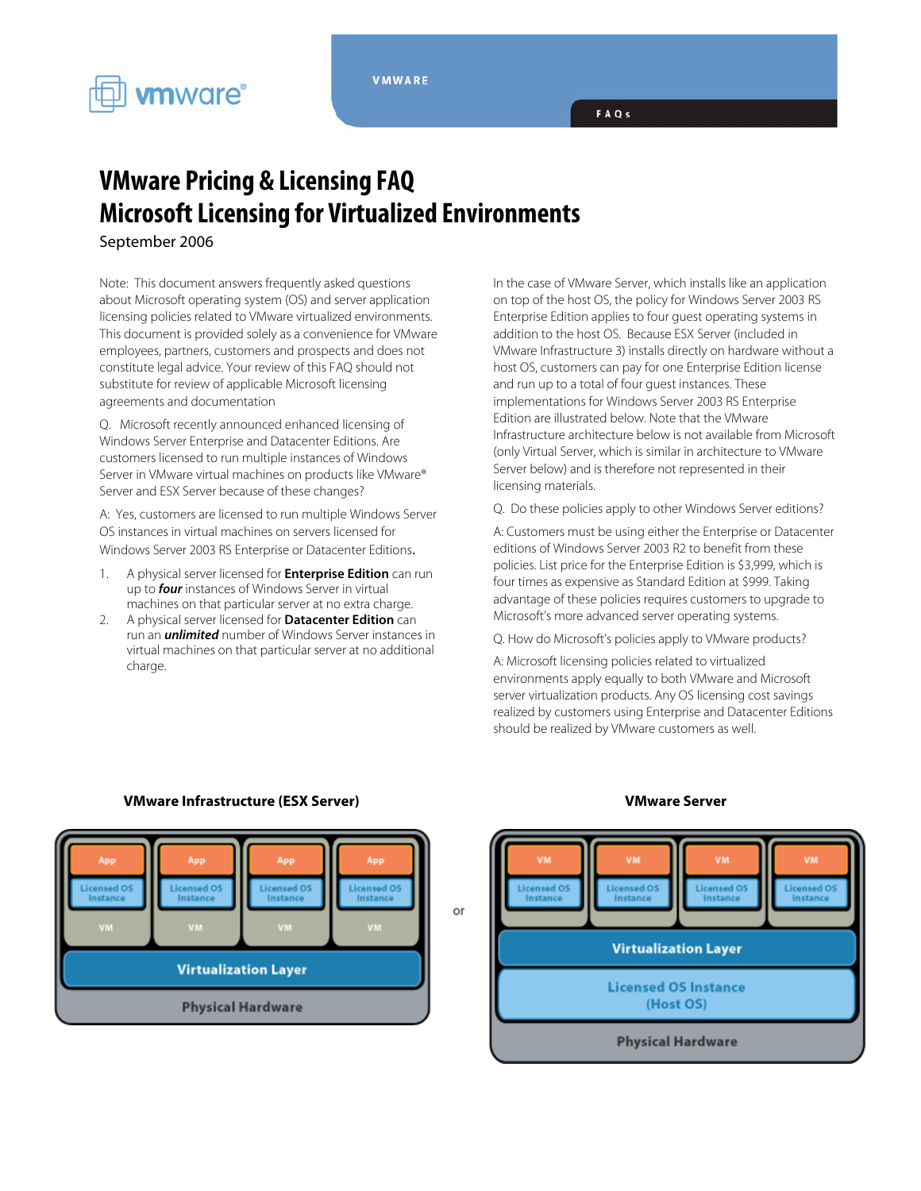# VMware Pricing & Licensing FAQ
# Microsoft Licensing for Virtualized Environments

September 2006

Note: This document answers frequently asked questions about Microsoft operating system (OS) and server application licensing policies related to VMware virtualized environments. This document is provided solely as a convenience for VMware employees, partners, customers and prospects and does not constitute legal advice. Your review of this FAQ should not substitute for review of applicable Microsoft licensing agreements and documentation

Q. Microsoft recently announced enhanced licensing of Windows Server Enterprise and Datacenter Editions. Are customers licensed to run multiple instances of Windows Server in VMware virtual machines on products like VMware® Server and ESX Server because of these changes?

A: Yes, customers are licensed to run multiple Windows Server OS instances in virtual machines on servers licensed for Windows Server 2003 RS Enterprise or Datacenter Editions.

1. A physical server licensed for **Enterprise Edition** can run up to ***four*** instances of Windows Server in virtual machines on that particular server at no extra charge.
2. A physical server licensed for **Datacenter Edition** can run an ***unlimited*** number of Windows Server instances in virtual machines on that particular server at no additional charge.

In the case of VMware Server, which installs like an application on top of the host OS, the policy for Windows Server 2003 RS Enterprise Edition applies to four guest operating systems in addition to the host OS. Because ESX Server (included in VMware Infrastructure 3) installs directly on hardware without a host OS, customers can pay for one Enterprise Edition license and run up to a total of four guest instances. These implementations for Windows Server 2003 RS Enterprise Edition are illustrated below. Note that the VMware Infrastructure architecture below is not available from Microsoft (only Virtual Server, which is similar in architecture to VMware Server below) and is therefore not represented in their licensing materials.

Q. Do these policies apply to other Windows Server editions?

A: Customers must be using either the Enterprise or Datacenter editions of Windows Server 2003 R2 to benefit from these policies. List price for the Enterprise Edition is $3,999, which is four times as expensive as Standard Edition at $999. Taking advantage of these policies requires customers to upgrade to Microsoft's more advanced server operating systems.

Q. How do Microsoft's policies apply to VMware products?

A: Microsoft licensing policies related to virtualized environments apply equally to both VMware and Microsoft server virtualization products. Any OS licensing cost savings realized by customers using Enterprise and Datacenter Editions should be realized by VMware customers as well.

**VMware Infrastructure (ESX Server)**

| App | App | App | App |
|---|---|---|---|
| Licensed OS Instance | Licensed OS Instance | Licensed OS Instance | Licensed OS Instance |
| VM | VM | VM | VM |
| Virtualization Layer | | | |
| Physical Hardware | | | |

or

**VMware Server**

| VM | VM | VM | VM |
|---|---|---|---|
| Licensed OS Instance | Licensed OS Instance | Licensed OS Instance | Licensed OS Instance |
| Virtualization Layer | | | |
| Licensed OS Instance (Host OS) | | | |
| Physical Hardware | | | |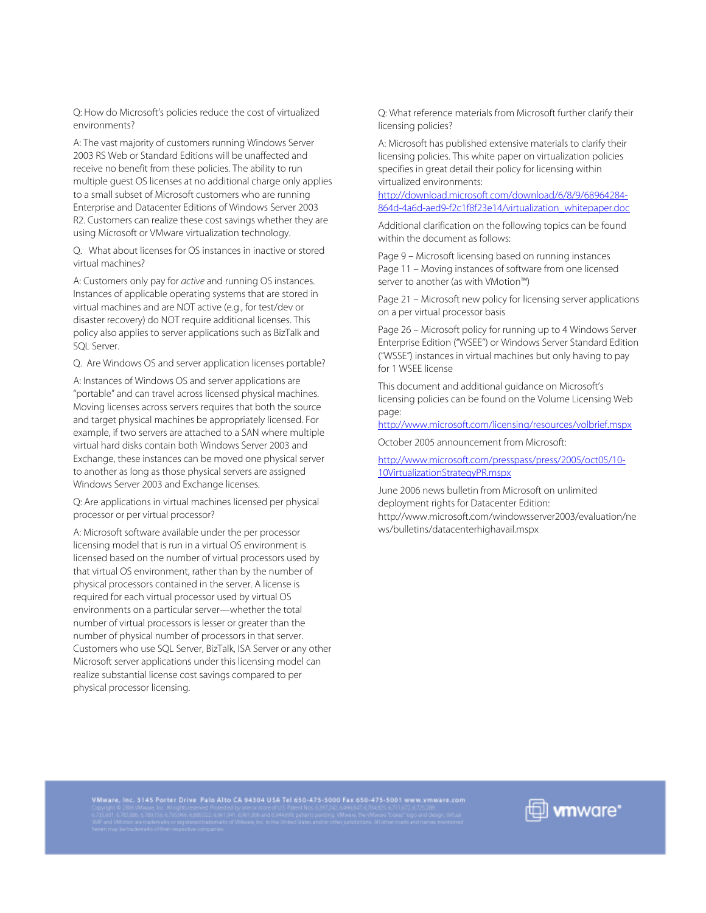Q: How do Microsoft's policies reduce the cost of virtualized environments?

A: The vast majority of customers running Windows Server 2003 RS Web or Standard Editions will be unaffected and receive no benefit from these policies. The ability to run multiple guest OS licenses at no additional charge only applies to a small subset of Microsoft customers who are running Enterprise and Datacenter Editions of Windows Server 2003 R2. Customers can realize these cost savings whether they are using Microsoft or VMware virtualization technology.

Q. What about licenses for OS instances in inactive or stored virtual machines?

A: Customers only pay for *active* and running OS instances. Instances of applicable operating systems that are stored in virtual machines and are NOT active (e.g., for test/dev or disaster recovery) do NOT require additional licenses. This policy also applies to server applications such as BizTalk and SQL Server.

Q. Are Windows OS and server application licenses portable?

A: Instances of Windows OS and server applications are "portable" and can travel across licensed physical machines. Moving licenses across servers requires that both the source and target physical machines be appropriately licensed. For example, if two servers are attached to a SAN where multiple virtual hard disks contain both Windows Server 2003 and Exchange, these instances can be moved one physical server to another as long as those physical servers are assigned Windows Server 2003 and Exchange licenses.

Q: Are applications in virtual machines licensed per physical processor or per virtual processor?

A: Microsoft software available under the per processor licensing model that is run in a virtual OS environment is licensed based on the number of virtual processors used by that virtual OS environment, rather than by the number of physical processors contained in the server. A license is required for each virtual processor used by virtual OS environments on a particular server—whether the total number of virtual processors is lesser or greater than the number of physical number of processors in that server. Customers who use SQL Server, BizTalk, ISA Server or any other Microsoft server applications under this licensing model can realize substantial license cost savings compared to per physical processor licensing.

Q: What reference materials from Microsoft further clarify their licensing policies?

A: Microsoft has published extensive materials to clarify their licensing policies. This white paper on virtualization policies specifies in great detail their policy for licensing within virtualized environments: http://download.microsoft.com/download/6/8/9/68964284-864d-4a6d-aed9-f2c1f8f23e14/virtualization_whitepaper.doc

Additional clarification on the following topics can be found within the document as follows:

Page 9 – Microsoft licensing based on running instances
Page 11 – Moving instances of software from one licensed server to another (as with VMotion™)

Page 21 – Microsoft new policy for licensing server applications on a per virtual processor basis

Page 26 – Microsoft policy for running up to 4 Windows Server Enterprise Edition ("WSEE") or Windows Server Standard Edition ("WSSE") instances in virtual machines but only having to pay for 1 WSEE license

This document and additional guidance on Microsoft's licensing policies can be found on the Volume Licensing Web page:
http://www.microsoft.com/licensing/resources/volbrief.mspx

October 2005 announcement from Microsoft:

http://www.microsoft.com/presspass/press/2005/oct05/10-10VirtualizationStrategyPR.mspx

June 2006 news bulletin from Microsoft on unlimited deployment rights for Datacenter Edition:
http://www.microsoft.com/windowsserver2003/evaluation/news/bulletins/datacenterhighavail.mspx

VMware, Inc. 3145 Porter Drive Palo Alto CA 94304 USA Tel 650-475-5000 Fax 650-475-5001 www.vmware.com